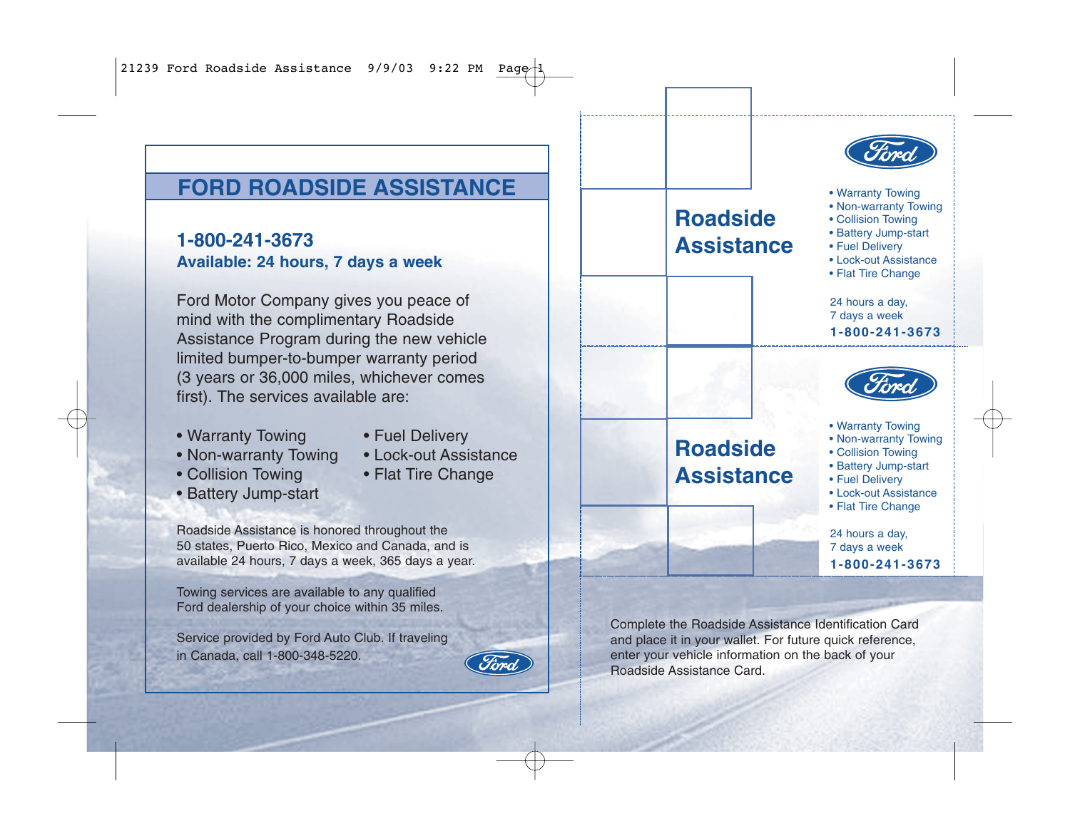# FORD ROADSIDE ASSISTANCE

**1-800-241-3673**
**Available: 24 hours, 7 days a week**

Ford Motor Company gives you peace of mind with the complimentary Roadside Assistance Program during the new vehicle limited bumper-to-bumper warranty period (3 years or 36,000 miles, whichever comes first). The services available are:

- Warranty Towing
- Non-warranty Towing
- Collision Towing
- Battery Jump-start
- Fuel Delivery
- Lock-out Assistance
- Flat Tire Change

Roadside Assistance is honored throughout the 50 states, Puerto Rico, Mexico and Canada, and is available 24 hours, 7 days a week, 365 days a year.

Towing services are available to any qualified Ford dealership of your choice within 35 miles.

Service provided by Ford Auto Club. If traveling in Canada, call 1-800-348-5220.

Ford

---

Ford

## Roadside Assistance

- Warranty Towing
- Non-warranty Towing
- Collision Towing
- Battery Jump-start
- Fuel Delivery
- Lock-out Assistance
- Flat Tire Change

24 hours a day,
7 days a week

**1-800-241-3673**

---

Ford

## Roadside Assistance

- Warranty Towing
- Non-warranty Towing
- Collision Towing
- Battery Jump-start
- Fuel Delivery
- Lock-out Assistance
- Flat Tire Change

24 hours a day,
7 days a week

**1-800-241-3673**

---

Complete the Roadside Assistance Identification Card and place it in your wallet. For future quick reference, enter your vehicle information on the back of your Roadside Assistance Card.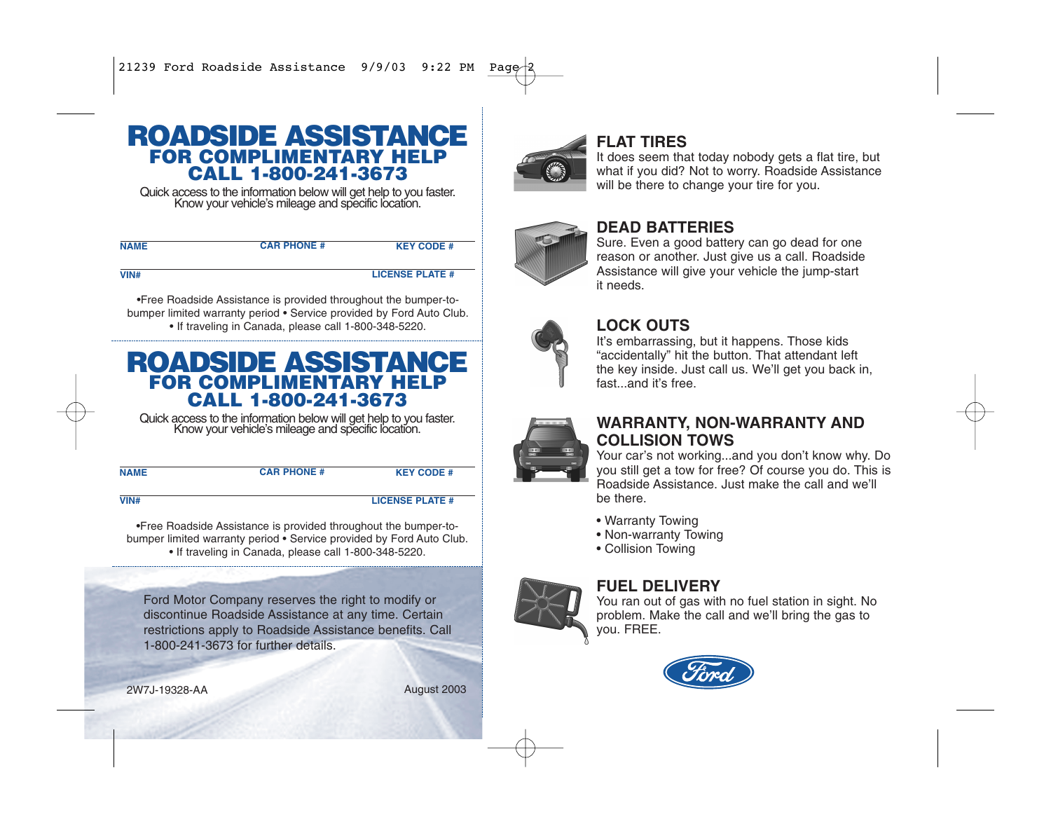# ROADSIDE ASSISTANCE

## FOR COMPLIMENTARY HELP CALL 1-800-241-3673

Quick access to the information below will get help to you faster. Know your vehicle's mileage and specific location.

NAME CAR PHONE # KEY CODE #

VIN# LICENSE PLATE #

•Free Roadside Assistance is provided throughout the bumper-to-bumper limited warranty period • Service provided by Ford Auto Club. • If traveling in Canada, please call 1-800-348-5220.

# ROADSIDE ASSISTANCE

## FOR COMPLIMENTARY HELP CALL 1-800-241-3673

Quick access to the information below will get help to you faster. Know your vehicle's mileage and specific location.

NAME CAR PHONE # KEY CODE #

VIN# LICENSE PLATE #

•Free Roadside Assistance is provided throughout the bumper-to-bumper limited warranty period • Service provided by Ford Auto Club. • If traveling in Canada, please call 1-800-348-5220.

Ford Motor Company reserves the right to modify or discontinue Roadside Assistance at any time. Certain restrictions apply to Roadside Assistance benefits. Call 1-800-241-3673 for further details.

2W7J-19328-AA August 2003

## FLAT TIRES

It does seem that today nobody gets a flat tire, but what if you did? Not to worry. Roadside Assistance will be there to change your tire for you.

## DEAD BATTERIES

Sure. Even a good battery can go dead for one reason or another. Just give us a call. Roadside Assistance will give your vehicle the jump-start it needs.

## LOCK OUTS

It's embarrassing, but it happens. Those kids "accidentally" hit the button. That attendant left the key inside. Just call us. We'll get you back in, fast...and it's free.

## WARRANTY, NON-WARRANTY AND COLLISION TOWS

Your car's not working...and you don't know why. Do you still get a tow for free? Of course you do. This is Roadside Assistance. Just make the call and we'll be there.

- Warranty Towing
- Non-warranty Towing
- Collision Towing

## FUEL DELIVERY

You ran out of gas with no fuel station in sight. No problem. Make the call and we'll bring the gas to you. FREE.